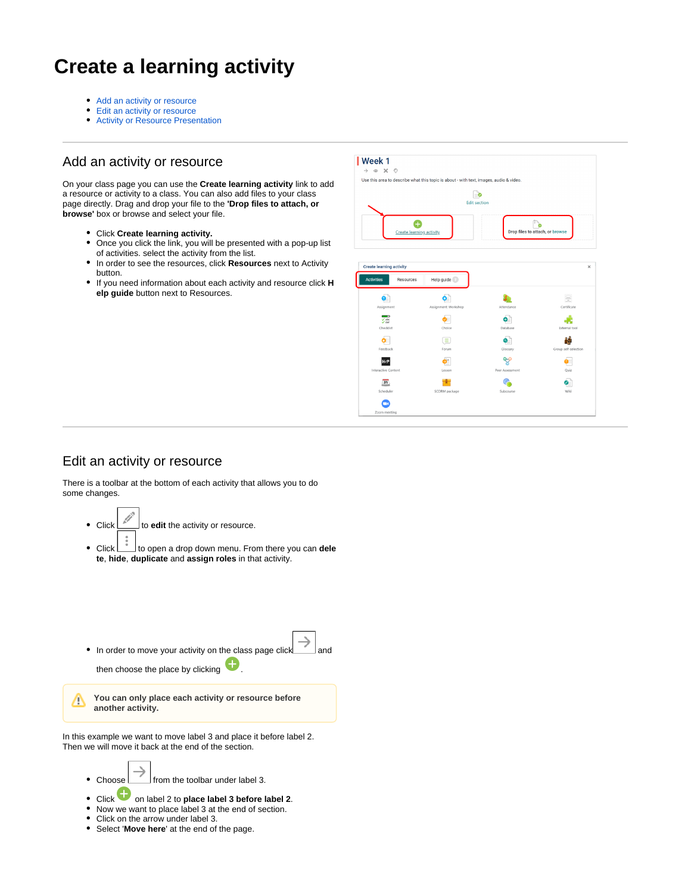# Create a learning activity

- Add an activity or resource
- Edit an activity or resource
- Activity or Resource Presentation

## Add an activity or resource

On your class page you can use the **Create learning activity** link to add a resource or activity to a class. You can also add files to your class page directly. Drag and drop your file to the **'Drop files to attach, or browse'** box or browse and select your file.

- Click **Create learning activity.**
- Once you click the link, you will be presented with a pop-up list of activities. select the activity from the list.
- In order to see the resources, click **Resources** next to Activity button.
- If you need information about each activity and resource click **Help guide** button next to Resources.

## Edit an activity or resource

There is a toolbar at the bottom of each activity that allows you to do some changes.

- Click to **edit** the activity or resource.
- Click to open a drop down menu. From there you can **delete**, **hide**, **duplicate** and **assign roles** in that activity.

- In order to move your activity on the class page click and then choose the place by clicking .

> **You can only place each activity or resource before another activity.**

In this example we want to move label 3 and place it before label 2. Then we will move it back at the end of the section.

- Choose from the toolbar under label 3.
- Click on label 2 to **place label 3 before label 2**.
- Now we want to place label 3 at the end of section.
- Click on the arrow under label 3.
- Select '**Move here**' at the end of the page.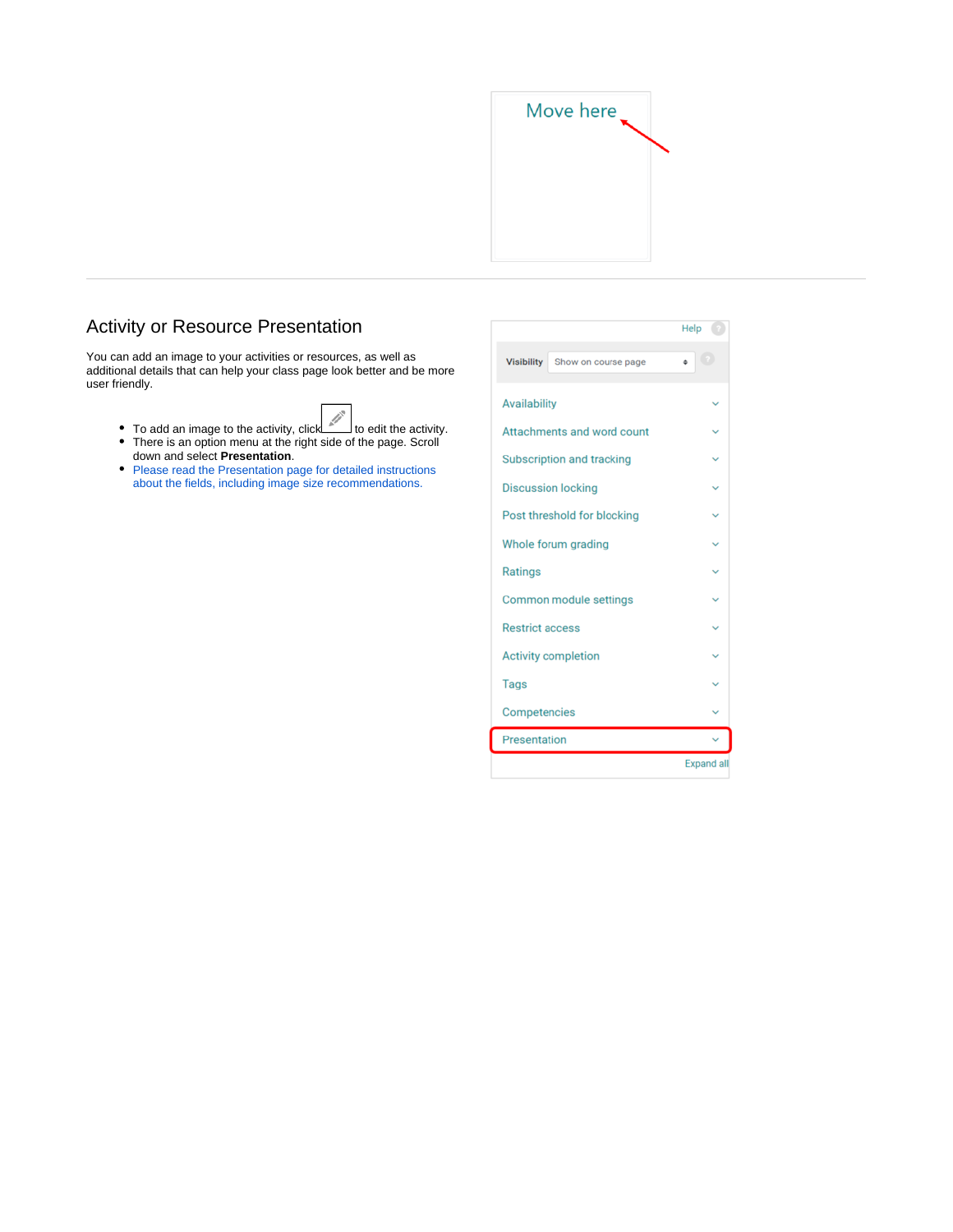## Activity or Resource Presentation

You can add an image to your activities or resources, as well as additional details that can help your class page look better and be more user friendly.

- To add an image to the activity, click to edit the activity.
- There is an option menu at the right side of the page. Scroll down and select **Presentation**.
- Please read the Presentation page for detailed instructions about the fields, including image size recommendations.